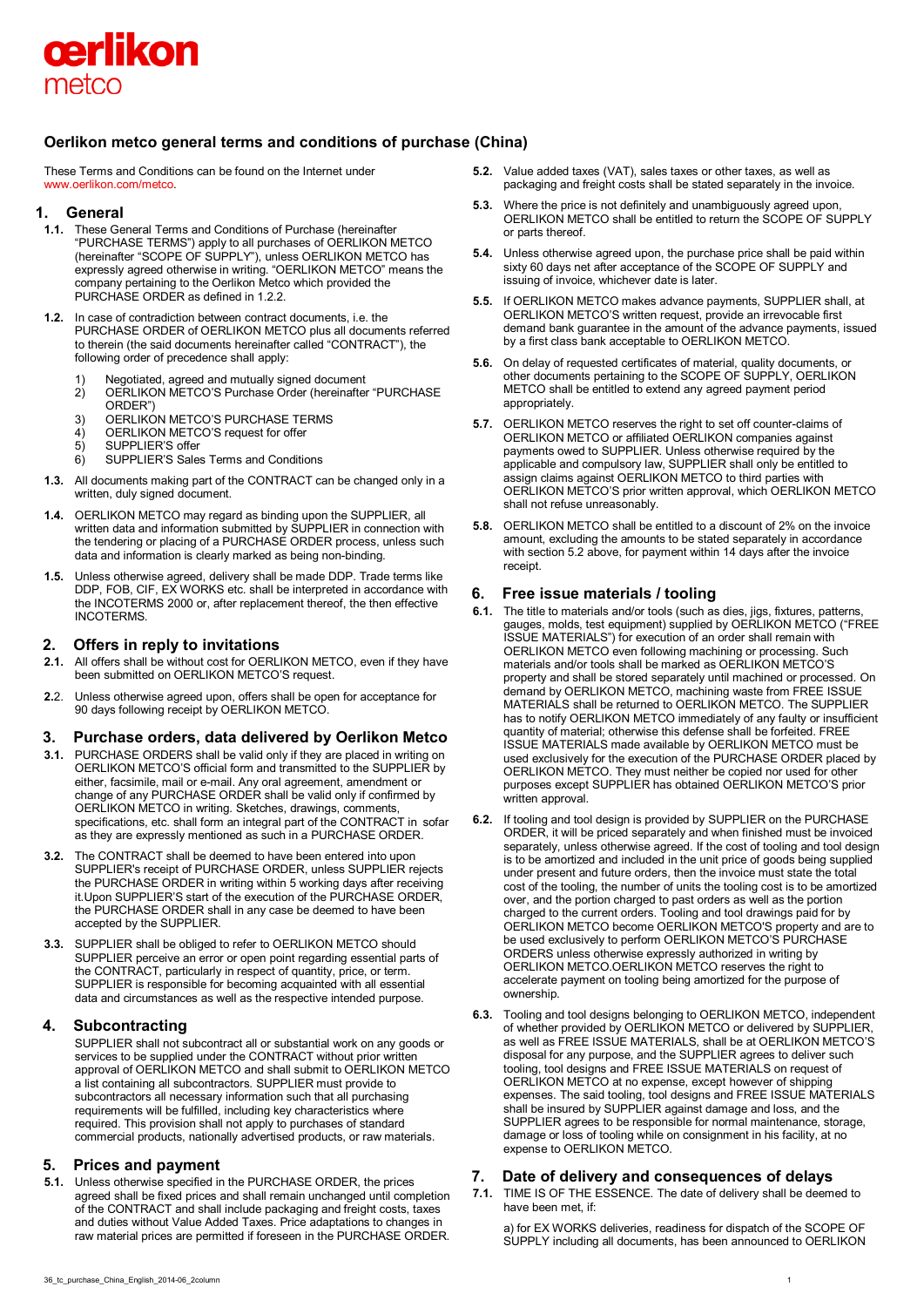oerlikon
metco

# Oerlikon metco general terms and conditions of purchase (China)

These Terms and Conditions can be found on the Internet under www.oerlikon.com/metco.

## 1. General

**1.1.** These General Terms and Conditions of Purchase (hereinafter "PURCHASE TERMS") apply to all purchases of OERLIKON METCO (hereinafter "SCOPE OF SUPPLY"), unless OERLIKON METCO has expressly agreed otherwise in writing. "OERLIKON METCO" means the company pertaining to the Oerlikon Metco which provided the PURCHASE ORDER as defined in 1.2.2.

**1.2.** In case of contradiction between contract documents, i.e. the PURCHASE ORDER of OERLIKON METCO plus all documents referred to therein (the said documents hereinafter called "CONTRACT"), the following order of precedence shall apply:

1) Negotiated, agreed and mutually signed document
2) OERLIKON METCO'S Purchase Order (hereinafter "PURCHASE ORDER")
3) OERLIKON METCO'S PURCHASE TERMS
4) OERLIKON METCO'S request for offer
5) SUPPLIER'S offer
6) SUPPLIER'S Sales Terms and Conditions

**1.3.** All documents making part of the CONTRACT can be changed only in a written, duly signed document.

**1.4.** OERLIKON METCO may regard as binding upon the SUPPLIER, all written data and information submitted by SUPPLIER in connection with the tendering or placing of a PURCHASE ORDER process, unless such data and information is clearly marked as being non-binding.

**1.5.** Unless otherwise agreed, delivery shall be made DDP. Trade terms like DDP, FOB, CIF, EX WORKS etc. shall be interpreted in accordance with the INCOTERMS 2000 or, after replacement thereof, the then effective INCOTERMS.

## 2. Offers in reply to invitations

**2.1.** All offers shall be without cost for OERLIKON METCO, even if they have been submitted on OERLIKON METCO'S request.

**2.2.** Unless otherwise agreed upon, offers shall be open for acceptance for 90 days following receipt by OERLIKON METCO.

## 3. Purchase orders, data delivered by Oerlikon Metco

**3.1.** PURCHASE ORDERS shall be valid only if they are placed in writing on OERLIKON METCO'S official form and transmitted to the SUPPLIER by either, facsimile, mail or e-mail. Any oral agreement, amendment or change of any PURCHASE ORDER shall be valid only if confirmed by OERLIKON METCO in writing. Sketches, drawings, comments, specifications, etc. shall form an integral part of the CONTRACT in sofar as they are expressly mentioned as such in a PURCHASE ORDER.

**3.2.** The CONTRACT shall be deemed to have been entered into upon SUPPLIER's receipt of PURCHASE ORDER, unless SUPPLIER rejects the PURCHASE ORDER in writing within 5 working days after receiving it.Upon SUPPLIER'S start of the execution of the PURCHASE ORDER, the PURCHASE ORDER shall in any case be deemed to have been accepted by the SUPPLIER.

**3.3.** SUPPLIER shall be obliged to refer to OERLIKON METCO should SUPPLIER perceive an error or open point regarding essential parts of the CONTRACT, particularly in respect of quantity, price, or term. SUPPLIER is responsible for becoming acquainted with all essential data and circumstances as well as the respective intended purpose.

## 4. Subcontracting

SUPPLIER shall not subcontract all or substantial work on any goods or services to be supplied under the CONTRACT without prior written approval of OERLIKON METCO and shall submit to OERLIKON METCO a list containing all subcontractors. SUPPLIER must provide to subcontractors all necessary information such that all purchasing requirements will be fulfilled, including key characteristics where required. This provision shall not apply to purchases of standard commercial products, nationally advertised products, or raw materials.

## 5. Prices and payment

**5.1.** Unless otherwise specified in the PURCHASE ORDER, the prices agreed shall be fixed prices and shall remain unchanged until completion of the CONTRACT and shall include packaging and freight costs, taxes and duties without Value Added Taxes. Price adaptations to changes in raw material prices are permitted if foreseen in the PURCHASE ORDER.

**5.2.** Value added taxes (VAT), sales taxes or other taxes, as well as packaging and freight costs shall be stated separately in the invoice.

**5.3.** Where the price is not definitely and unambiguously agreed upon, OERLIKON METCO shall be entitled to return the SCOPE OF SUPPLY or parts thereof.

**5.4.** Unless otherwise agreed upon, the purchase price shall be paid within sixty 60 days net after acceptance of the SCOPE OF SUPPLY and issuing of invoice, whichever date is later.

**5.5.** If OERLIKON METCO makes advance payments, SUPPLIER shall, at OERLIKON METCO'S written request, provide an irrevocable first demand bank guarantee in the amount of the advance payments, issued by a first class bank acceptable to OERLIKON METCO.

**5.6.** On delay of requested certificates of material, quality documents, or other documents pertaining to the SCOPE OF SUPPLY, OERLIKON METCO shall be entitled to extend any agreed payment period appropriately.

**5.7.** OERLIKON METCO reserves the right to set off counter-claims of OERLIKON METCO or affiliated OERLIKON companies against payments owed to SUPPLIER. Unless otherwise required by the applicable and compulsory law, SUPPLIER shall only be entitled to assign claims against OERLIKON METCO to third parties with OERLIKON METCO'S prior written approval, which OERLIKON METCO shall not refuse unreasonably.

**5.8.** OERLIKON METCO shall be entitled to a discount of 2% on the invoice amount, excluding the amounts to be stated separately in accordance with section 5.2 above, for payment within 14 days after the invoice receipt.

## 6. Free issue materials / tooling

**6.1.** The title to materials and/or tools (such as dies, jigs, fixtures, patterns, gauges, molds, test equipment) supplied by OERLIKON METCO ("FREE ISSUE MATERIALS") for execution of an order shall remain with OERLIKON METCO even following machining or processing. Such materials and/or tools shall be marked as OERLIKON METCO'S property and shall be stored separately until machined or processed. On demand by OERLIKON METCO, machining waste from FREE ISSUE MATERIALS shall be returned to OERLIKON METCO. The SUPPLIER has to notify OERLIKON METCO immediately of any faulty or insufficient quantity of material; otherwise this defense shall be forfeited. FREE ISSUE MATERIALS made available by OERLIKON METCO must be used exclusively for the execution of the PURCHASE ORDER placed by OERLIKON METCO. They must neither be copied nor used for other purposes except SUPPLIER has obtained OERLIKON METCO'S prior written approval.

**6.2.** If tooling and tool design is provided by SUPPLIER on the PURCHASE ORDER, it will be priced separately and when finished must be invoiced separately, unless otherwise agreed. If the cost of tooling and tool design is to be amortized and included in the unit price of goods being supplied under present and future orders, then the invoice must state the total cost of the tooling, the number of units the tooling cost is to be amortized over, and the portion charged to past orders as well as the portion charged to the current orders. Tooling and tool drawings paid for by OERLIKON METCO become OERLIKON METCO'S property and are to be used exclusively to perform OERLIKON METCO'S PURCHASE ORDERS unless otherwise expressly authorized in writing by OERLIKON METCO.OERLIKON METCO reserves the right to accelerate payment on tooling being amortized for the purpose of ownership.

**6.3.** Tooling and tool designs belonging to OERLIKON METCO, independent of whether provided by OERLIKON METCO or delivered by SUPPLIER, as well as FREE ISSUE MATERIALS, shall be at OERLIKON METCO'S disposal for any purpose, and the SUPPLIER agrees to deliver such tooling, tool designs and FREE ISSUE MATERIALS on request of OERLIKON METCO at no expense, except however of shipping expenses. The said tooling, tool designs and FREE ISSUE MATERIALS shall be insured by SUPPLIER against damage and loss, and the SUPPLIER agrees to be responsible for normal maintenance, storage, damage or loss of tooling while on consignment in his facility, at no expense to OERLIKON METCO.

## 7. Date of delivery and consequences of delays

**7.1.** TIME IS OF THE ESSENCE. The date of delivery shall be deemed to have been met, if:

a) for EX WORKS deliveries, readiness for dispatch of the SCOPE OF SUPPLY including all documents, has been announced to OERLIKON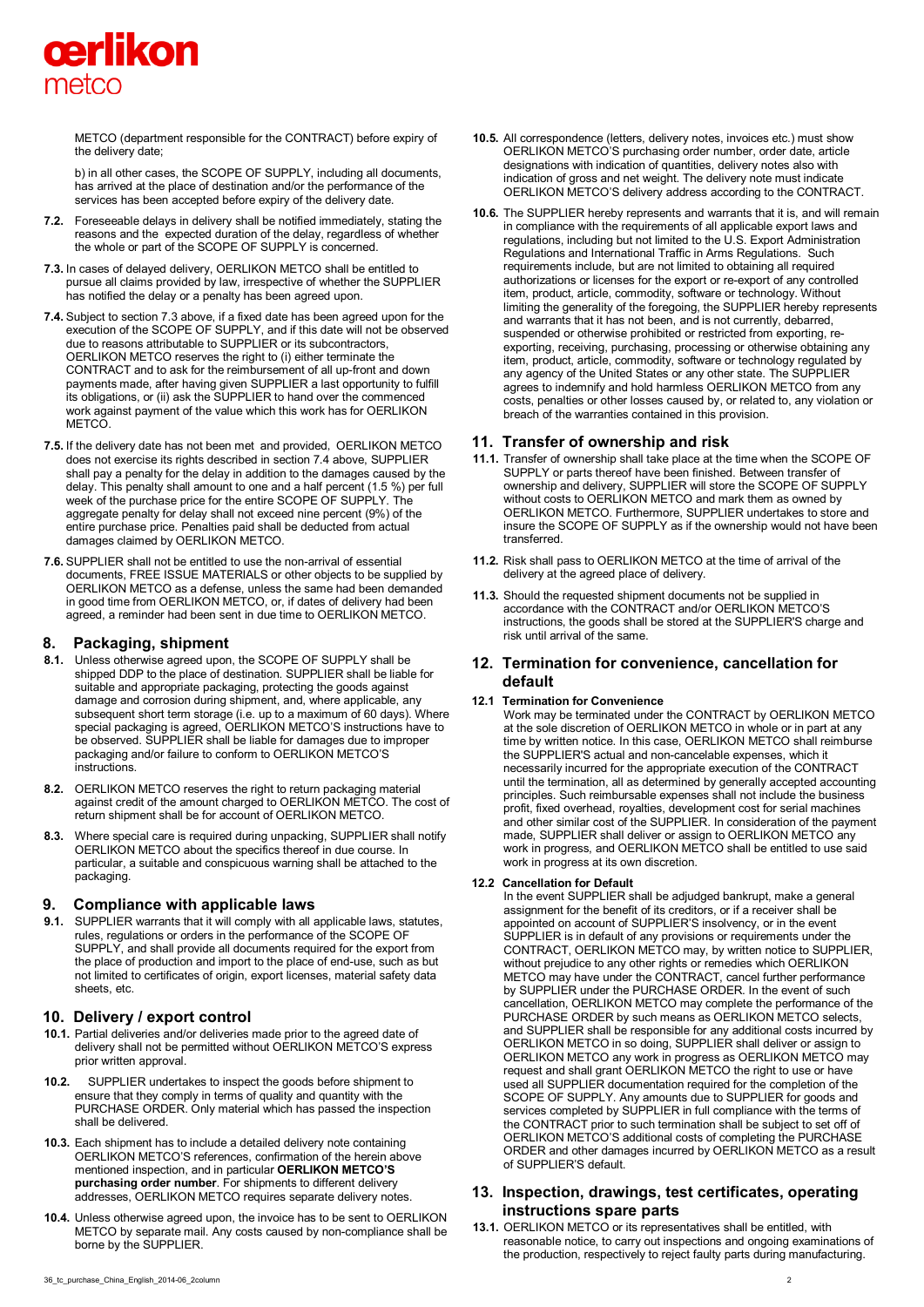METCO (department responsible for the CONTRACT) before expiry of the delivery date;

b) in all other cases, the SCOPE OF SUPPLY, including all documents, has arrived at the place of destination and/or the performance of the services has been accepted before expiry of the delivery date.

**7.2.** Foreseeable delays in delivery shall be notified immediately, stating the reasons and the expected duration of the delay, regardless of whether the whole or part of the SCOPE OF SUPPLY is concerned.

**7.3.** In cases of delayed delivery, OERLIKON METCO shall be entitled to pursue all claims provided by law, irrespective of whether the SUPPLIER has notified the delay or a penalty has been agreed upon.

**7.4.** Subject to section 7.3 above, if a fixed date has been agreed upon for the execution of the SCOPE OF SUPPLY, and if this date will not be observed due to reasons attributable to SUPPLIER or its subcontractors, OERLIKON METCO reserves the right to (i) either terminate the CONTRACT and to ask for the reimbursement of all up-front and down payments made, after having given SUPPLIER a last opportunity to fulfill its obligations, or (ii) ask the SUPPLIER to hand over the commenced work against payment of the value which this work has for OERLIKON METCO.

**7.5.** If the delivery date has not been met and provided, OERLIKON METCO does not exercise its rights described in section 7.4 above, SUPPLIER shall pay a penalty for the delay in addition to the damages caused by the delay. This penalty shall amount to one and a half percent (1.5 %) per full week of the purchase price for the entire SCOPE OF SUPPLY. The aggregate penalty for delay shall not exceed nine percent (9%) of the entire purchase price. Penalties paid shall be deducted from actual damages claimed by OERLIKON METCO.

**7.6.** SUPPLIER shall not be entitled to use the non-arrival of essential documents, FREE ISSUE MATERIALS or other objects to be supplied by OERLIKON METCO as a defense, unless the same had been demanded in good time from OERLIKON METCO, or, if dates of delivery had been agreed, a reminder had been sent in due time to OERLIKON METCO.

## 8. Packaging, shipment

**8.1.** Unless otherwise agreed upon, the SCOPE OF SUPPLY shall be shipped DDP to the place of destination. SUPPLIER shall be liable for suitable and appropriate packaging, protecting the goods against damage and corrosion during shipment, and, where applicable, any subsequent short term storage (i.e. up to a maximum of 60 days). Where special packaging is agreed, OERLIKON METCO'S instructions have to be observed. SUPPLIER shall be liable for damages due to improper packaging and/or failure to conform to OERLIKON METCO'S instructions.

**8.2.** OERLIKON METCO reserves the right to return packaging material against credit of the amount charged to OERLIKON METCO. The cost of return shipment shall be for account of OERLIKON METCO.

**8.3.** Where special care is required during unpacking, SUPPLIER shall notify OERLIKON METCO about the specifics thereof in due course. In particular, a suitable and conspicuous warning shall be attached to the packaging.

## 9. Compliance with applicable laws

**9.1.** SUPPLIER warrants that it will comply with all applicable laws, statutes, rules, regulations or orders in the performance of the SCOPE OF SUPPLY, and shall provide all documents required for the export from the place of production and import to the place of end-use, such as but not limited to certificates of origin, export licenses, material safety data sheets, etc.

## 10. Delivery / export control

**10.1.** Partial deliveries and/or deliveries made prior to the agreed date of delivery shall not be permitted without OERLIKON METCO'S express prior written approval.

**10.2.** SUPPLIER undertakes to inspect the goods before shipment to ensure that they comply in terms of quality and quantity with the PURCHASE ORDER. Only material which has passed the inspection shall be delivered.

**10.3.** Each shipment has to include a detailed delivery note containing OERLIKON METCO'S references, confirmation of the herein above mentioned inspection, and in particular **OERLIKON METCO'S purchasing order number**. For shipments to different delivery addresses, OERLIKON METCO requires separate delivery notes.

**10.4.** Unless otherwise agreed upon, the invoice has to be sent to OERLIKON METCO by separate mail. Any costs caused by non-compliance shall be borne by the SUPPLIER.

**10.5.** All correspondence (letters, delivery notes, invoices etc.) must show OERLIKON METCO'S purchasing order number, order date, article designations with indication of quantities, delivery notes also with indication of gross and net weight. The delivery note must indicate OERLIKON METCO'S delivery address according to the CONTRACT.

**10.6.** The SUPPLIER hereby represents and warrants that it is, and will remain in compliance with the requirements of all applicable export laws and regulations, including but not limited to the U.S. Export Administration Regulations and International Traffic in Arms Regulations. Such requirements include, but are not limited to obtaining all required authorizations or licenses for the export or re-export of any controlled item, product, article, commodity, software or technology. Without limiting the generality of the foregoing, the SUPPLIER hereby represents and warrants that it has not been, and is not currently, debarred, suspended or otherwise prohibited or restricted from exporting, re-exporting, receiving, purchasing, processing or otherwise obtaining any item, product, article, commodity, software or technology regulated by any agency of the United States or any other state. The SUPPLIER agrees to indemnify and hold harmless OERLIKON METCO from any costs, penalties or other losses caused by, or related to, any violation or breach of the warranties contained in this provision.

## 11. Transfer of ownership and risk

**11.1.** Transfer of ownership shall take place at the time when the SCOPE OF SUPPLY or parts thereof have been finished. Between transfer of ownership and delivery, SUPPLIER will store the SCOPE OF SUPPLY without costs to OERLIKON METCO and mark them as owned by OERLIKON METCO. Furthermore, SUPPLIER undertakes to store and insure the SCOPE OF SUPPLY as if the ownership would not have been transferred.

**11.2.** Risk shall pass to OERLIKON METCO at the time of arrival of the delivery at the agreed place of delivery.

**11.3.** Should the requested shipment documents not be supplied in accordance with the CONTRACT and/or OERLIKON METCO'S instructions, the goods shall be stored at the SUPPLIER'S charge and risk until arrival of the same.

## 12. Termination for convenience, cancellation for default

### 12.1 Termination for Convenience

Work may be terminated under the CONTRACT by OERLIKON METCO at the sole discretion of OERLIKON METCO in whole or in part at any time by written notice. In this case, OERLIKON METCO shall reimburse the SUPPLIER'S actual and non-cancelable expenses, which it necessarily incurred for the appropriate execution of the CONTRACT until the termination, all as determined by generally accepted accounting principles. Such reimbursable expenses shall not include the business profit, fixed overhead, royalties, development cost for serial machines and other similar cost of the SUPPLIER. In consideration of the payment made, SUPPLIER shall deliver or assign to OERLIKON METCO any work in progress, and OERLIKON METCO shall be entitled to use said work in progress at its own discretion.

### 12.2 Cancellation for Default

In the event SUPPLIER shall be adjudged bankrupt, make a general assignment for the benefit of its creditors, or if a receiver shall be appointed on account of SUPPLIER'S insolvency, or in the event SUPPLIER is in default of any provisions or requirements under the CONTRACT, OERLIKON METCO may, by written notice to SUPPLIER, without prejudice to any other rights or remedies which OERLIKON METCO may have under the CONTRACT, cancel further performance by SUPPLIER under the PURCHASE ORDER. In the event of such cancellation, OERLIKON METCO may complete the performance of the PURCHASE ORDER by such means as OERLIKON METCO selects, and SUPPLIER shall be responsible for any additional costs incurred by OERLIKON METCO in so doing, SUPPLIER shall deliver or assign to OERLIKON METCO any work in progress as OERLIKON METCO may request and shall grant OERLIKON METCO the right to use or have used all SUPPLIER documentation required for the completion of the SCOPE OF SUPPLY. Any amounts due to SUPPLIER for goods and services completed by SUPPLIER in full compliance with the terms of the CONTRACT prior to such termination shall be subject to set off of OERLIKON METCO'S additional costs of completing the PURCHASE ORDER and other damages incurred by OERLIKON METCO as a result of SUPPLIER'S default.

## 13. Inspection, drawings, test certificates, operating instructions spare parts

**13.1.** OERLIKON METCO or its representatives shall be entitled, with reasonable notice, to carry out inspections and ongoing examinations of the production, respectively to reject faulty parts during manufacturing.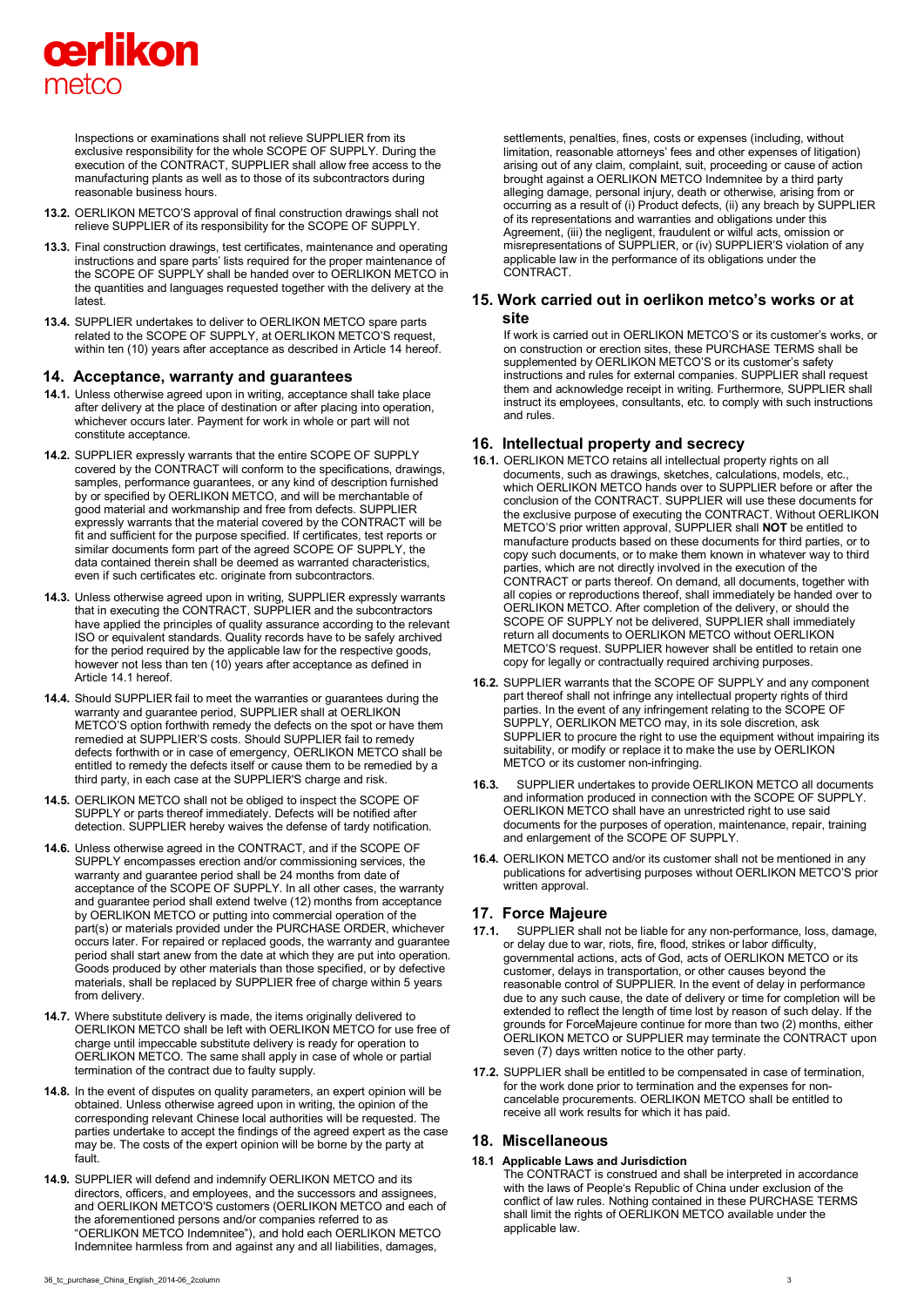Inspections or examinations shall not relieve SUPPLIER from its exclusive responsibility for the whole SCOPE OF SUPPLY. During the execution of the CONTRACT, SUPPLIER shall allow free access to the manufacturing plants as well as to those of its subcontractors during reasonable business hours.

**13.2.** OERLIKON METCO'S approval of final construction drawings shall not relieve SUPPLIER of its responsibility for the SCOPE OF SUPPLY.

**13.3.** Final construction drawings, test certificates, maintenance and operating instructions and spare parts' lists required for the proper maintenance of the SCOPE OF SUPPLY shall be handed over to OERLIKON METCO in the quantities and languages requested together with the delivery at the latest.

**13.4.** SUPPLIER undertakes to deliver to OERLIKON METCO spare parts related to the SCOPE OF SUPPLY, at OERLIKON METCO'S request, within ten (10) years after acceptance as described in Article 14 hereof.

## 14. Acceptance, warranty and guarantees

**14.1.** Unless otherwise agreed upon in writing, acceptance shall take place after delivery at the place of destination or after placing into operation, whichever occurs later. Payment for work in whole or part will not constitute acceptance.

**14.2.** SUPPLIER expressly warrants that the entire SCOPE OF SUPPLY covered by the CONTRACT will conform to the specifications, drawings, samples, performance guarantees, or any kind of description furnished by or specified by OERLIKON METCO, and will be merchantable of good material and workmanship and free from defects. SUPPLIER expressly warrants that the material covered by the CONTRACT will be fit and sufficient for the purpose specified. If certificates, test reports or similar documents form part of the agreed SCOPE OF SUPPLY, the data contained therein shall be deemed as warranted characteristics, even if such certificates etc. originate from subcontractors.

**14.3.** Unless otherwise agreed upon in writing, SUPPLIER expressly warrants that in executing the CONTRACT, SUPPLIER and the subcontractors have applied the principles of quality assurance according to the relevant ISO or equivalent standards. Quality records have to be safely archived for the period required by the applicable law for the respective goods, however not less than ten (10) years after acceptance as defined in Article 14.1 hereof.

**14.4.** Should SUPPLIER fail to meet the warranties or guarantees during the warranty and guarantee period, SUPPLIER shall at OERLIKON METCO'S option forthwith remedy the defects on the spot or have them remedied at SUPPLIER'S costs. Should SUPPLIER fail to remedy defects forthwith or in case of emergency, OERLIKON METCO shall be entitled to remedy the defects itself or cause them to be remedied by a third party, in each case at the SUPPLIER'S charge and risk.

**14.5.** OERLIKON METCO shall not be obliged to inspect the SCOPE OF SUPPLY or parts thereof immediately. Defects will be notified after detection. SUPPLIER hereby waives the defense of tardy notification.

**14.6.** Unless otherwise agreed in the CONTRACT, and if the SCOPE OF SUPPLY encompasses erection and/or commissioning services, the warranty and guarantee period shall be 24 months from date of acceptance of the SCOPE OF SUPPLY. In all other cases, the warranty and guarantee period shall extend twelve (12) months from acceptance by OERLIKON METCO or putting into commercial operation of the part(s) or materials provided under the PURCHASE ORDER, whichever occurs later. For repaired or replaced goods, the warranty and guarantee period shall start anew from the date at which they are put into operation. Goods produced by other materials than those specified, or by defective materials, shall be replaced by SUPPLIER free of charge within 5 years from delivery.

**14.7.** Where substitute delivery is made, the items originally delivered to OERLIKON METCO shall be left with OERLIKON METCO for use free of charge until impeccable substitute delivery is ready for operation to OERLIKON METCO. The same shall apply in case of whole or partial termination of the contract due to faulty supply.

**14.8.** In the event of disputes on quality parameters, an expert opinion will be obtained. Unless otherwise agreed upon in writing, the opinion of the corresponding relevant Chinese local authorities will be requested. The parties undertake to accept the findings of the agreed expert as the case may be. The costs of the expert opinion will be borne by the party at fault.

**14.9.** SUPPLIER will defend and indemnify OERLIKON METCO and its directors, officers, and employees, and the successors and assignees, and OERLIKON METCO'S customers (OERLIKON METCO and each of the aforementioned persons and/or companies referred to as "OERLIKON METCO Indemnitee"), and hold each OERLIKON METCO Indemnitee harmless from and against any and all liabilities, damages, settlements, penalties, fines, costs or expenses (including, without limitation, reasonable attorneys' fees and other expenses of litigation) arising out of any claim, complaint, suit, proceeding or cause of action brought against a OERLIKON METCO Indemnitee by a third party alleging damage, personal injury, death or otherwise, arising from or occurring as a result of (i) Product defects, (ii) any breach by SUPPLIER of its representations and warranties and obligations under this Agreement, (iii) the negligent, fraudulent or wilful acts, omission or misrepresentations of SUPPLIER, or (iv) SUPPLIER'S violation of any applicable law in the performance of its obligations under the CONTRACT.

## 15. Work carried out in oerlikon metco's works or at site

If work is carried out in OERLIKON METCO'S or its customer's works, or on construction or erection sites, these PURCHASE TERMS shall be supplemented by OERLIKON METCO'S or its customer's safety instructions and rules for external companies. SUPPLIER shall request them and acknowledge receipt in writing. Furthermore, SUPPLIER shall instruct its employees, consultants, etc. to comply with such instructions and rules.

## 16. Intellectual property and secrecy

**16.1.** OERLIKON METCO retains all intellectual property rights on all documents, such as drawings, sketches, calculations, models, etc., which OERLIKON METCO hands over to SUPPLIER before or after the conclusion of the CONTRACT. SUPPLIER will use these documents for the exclusive purpose of executing the CONTRACT. Without OERLIKON METCO'S prior written approval, SUPPLIER shall **NOT** be entitled to manufacture products based on these documents for third parties, or to copy such documents, or to make them known in whatever way to third parties, which are not directly involved in the execution of the CONTRACT or parts thereof. On demand, all documents, together with all copies or reproductions thereof, shall immediately be handed over to OERLIKON METCO. After completion of the delivery, or should the SCOPE OF SUPPLY not be delivered, SUPPLIER shall immediately return all documents to OERLIKON METCO without OERLIKON METCO'S request. SUPPLIER however shall be entitled to retain one copy for legally or contractually required archiving purposes.

**16.2.** SUPPLIER warrants that the SCOPE OF SUPPLY and any component part thereof shall not infringe any intellectual property rights of third parties. In the event of any infringement relating to the SCOPE OF SUPPLY, OERLIKON METCO may, in its sole discretion, ask SUPPLIER to procure the right to use the equipment without impairing its suitability, or modify or replace it to make the use by OERLIKON METCO or its customer non-infringing.

**16.3.** SUPPLIER undertakes to provide OERLIKON METCO all documents and information produced in connection with the SCOPE OF SUPPLY. OERLIKON METCO shall have an unrestricted right to use said documents for the purposes of operation, maintenance, repair, training and enlargement of the SCOPE OF SUPPLY.

**16.4.** OERLIKON METCO and/or its customer shall not be mentioned in any publications for advertising purposes without OERLIKON METCO'S prior written approval.

## 17. Force Majeure

**17.1.** SUPPLIER shall not be liable for any non-performance, loss, damage, or delay due to war, riots, fire, flood, strikes or labor difficulty, governmental actions, acts of God, acts of OERLIKON METCO or its customer, delays in transportation, or other causes beyond the reasonable control of SUPPLIER. In the event of delay in performance due to any such cause, the date of delivery or time for completion will be extended to reflect the length of time lost by reason of such delay. If the grounds for ForceMajeure continue for more than two (2) months, either OERLIKON METCO or SUPPLIER may terminate the CONTRACT upon seven (7) days written notice to the other party.

**17.2.** SUPPLIER shall be entitled to be compensated in case of termination, for the work done prior to termination and the expenses for non-cancelable procurements. OERLIKON METCO shall be entitled to receive all work results for which it has paid.

## 18. Miscellaneous

### 18.1 Applicable Laws and Jurisdiction

The CONTRACT is construed and shall be interpreted in accordance with the laws of People's Republic of China under exclusion of the conflict of law rules. Nothing contained in these PURCHASE TERMS shall limit the rights of OERLIKON METCO available under the applicable law.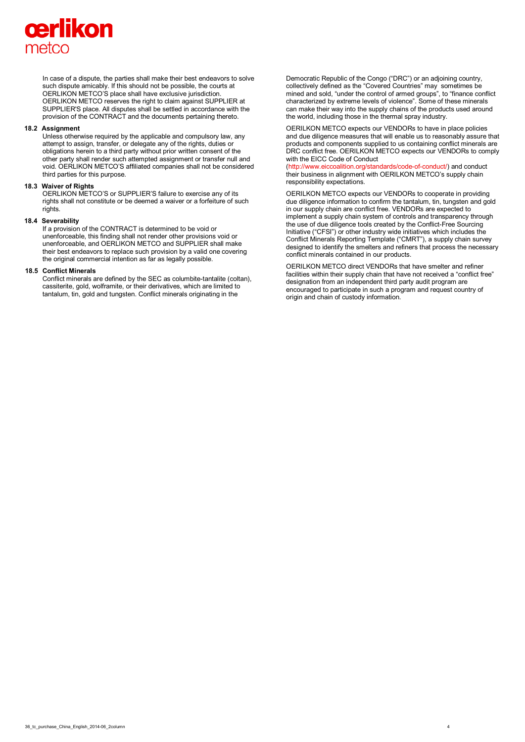In case of a dispute, the parties shall make their best endeavors to solve such dispute amicably. If this should not be possible, the courts at OERLIKON METCO'S place shall have exclusive jurisdiction. OERLIKON METCO reserves the right to claim against SUPPLIER at SUPPLIER'S place. All disputes shall be settled in accordance with the provision of the CONTRACT and the documents pertaining thereto.

**18.2 Assignment**

Unless otherwise required by the applicable and compulsory law, any attempt to assign, transfer, or delegate any of the rights, duties or obligations herein to a third party without prior written consent of the other party shall render such attempted assignment or transfer null and void. OERLIKON METCO'S affiliated companies shall not be considered third parties for this purpose.

**18.3 Waiver of Rights**

OERLIKON METCO'S or SUPPLIER'S failure to exercise any of its rights shall not constitute or be deemed a waiver or a forfeiture of such rights.

**18.4 Severability**

If a provision of the CONTRACT is determined to be void or unenforceable, this finding shall not render other provisions void or unenforceable, and OERLIKON METCO and SUPPLIER shall make their best endeavors to replace such provision by a valid one covering the original commercial intention as far as legally possible.

**18.5 Conflict Minerals**

Conflict minerals are defined by the SEC as columbite-tantalite (coltan), cassiterite, gold, wolframite, or their derivatives, which are limited to tantalum, tin, gold and tungsten. Conflict minerals originating in the Democratic Republic of the Congo ("DRC") or an adjoining country, collectively defined as the "Covered Countries" may sometimes be mined and sold, "under the control of armed groups", to "finance conflict characterized by extreme levels of violence". Some of these minerals can make their way into the supply chains of the products used around the world, including those in the thermal spray industry.

OERILKON METCO expects our VENDORs to have in place policies and due diligence measures that will enable us to reasonably assure that products and components supplied to us containing conflict minerals are DRC conflict free. OERILKON METCO expects our VENDORs to comply with the EICC Code of Conduct (http://www.eiccoalition.org/standards/code-of-conduct/) and conduct their business in alignment with OERILKON METCO's supply chain responsibility expectations.

OERILKON METCO expects our VENDORs to cooperate in providing due diligence information to confirm the tantalum, tin, tungsten and gold in our supply chain are conflict free. VENDORs are expected to implement a supply chain system of controls and transparency through the use of due diligence tools created by the Conflict-Free Sourcing Initiative ("CFSI") or other industry wide initiatives which includes the Conflict Minerals Reporting Template ("CMRT"), a supply chain survey designed to identify the smelters and refiners that process the necessary conflict minerals contained in our products.

OERILKON METCO direct VENDORs that have smelter and refiner facilities within their supply chain that have not received a "conflict free" designation from an independent third party audit program are encouraged to participate in such a program and request country of origin and chain of custody information.